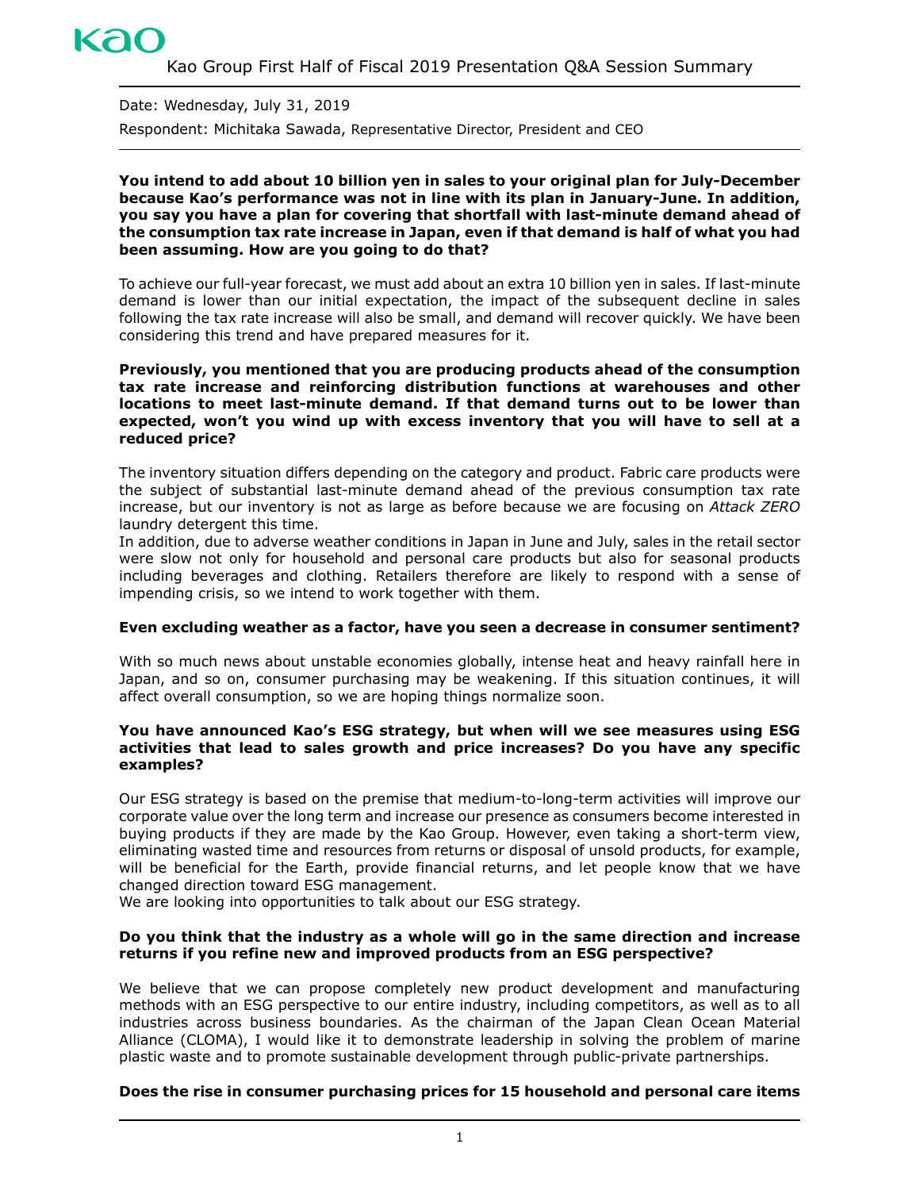# Kao Group First Half of Fiscal 2019 Presentation Q&A Session Summary

Date: Wednesday, July 31, 2019

Respondent: Michitaka Sawada, Representative Director, President and CEO

**You intend to add about 10 billion yen in sales to your original plan for July-December because Kao's performance was not in line with its plan in January-June. In addition, you say you have a plan for covering that shortfall with last-minute demand ahead of the consumption tax rate increase in Japan, even if that demand is half of what you had been assuming. How are you going to do that?**

To achieve our full-year forecast, we must add about an extra 10 billion yen in sales. If last-minute demand is lower than our initial expectation, the impact of the subsequent decline in sales following the tax rate increase will also be small, and demand will recover quickly. We have been considering this trend and have prepared measures for it.

**Previously, you mentioned that you are producing products ahead of the consumption tax rate increase and reinforcing distribution functions at warehouses and other locations to meet last-minute demand. If that demand turns out to be lower than expected, won't you wind up with excess inventory that you will have to sell at a reduced price?**

The inventory situation differs depending on the category and product. Fabric care products were the subject of substantial last-minute demand ahead of the previous consumption tax rate increase, but our inventory is not as large as before because we are focusing on *Attack ZERO* laundry detergent this time.

In addition, due to adverse weather conditions in Japan in June and July, sales in the retail sector were slow not only for household and personal care products but also for seasonal products including beverages and clothing. Retailers therefore are likely to respond with a sense of impending crisis, so we intend to work together with them.

**Even excluding weather as a factor, have you seen a decrease in consumer sentiment?**

With so much news about unstable economies globally, intense heat and heavy rainfall here in Japan, and so on, consumer purchasing may be weakening. If this situation continues, it will affect overall consumption, so we are hoping things normalize soon.

**You have announced Kao's ESG strategy, but when will we see measures using ESG activities that lead to sales growth and price increases? Do you have any specific examples?**

Our ESG strategy is based on the premise that medium-to-long-term activities will improve our corporate value over the long term and increase our presence as consumers become interested in buying products if they are made by the Kao Group. However, even taking a short-term view, eliminating wasted time and resources from returns or disposal of unsold products, for example, will be beneficial for the Earth, provide financial returns, and let people know that we have changed direction toward ESG management.

We are looking into opportunities to talk about our ESG strategy.

**Do you think that the industry as a whole will go in the same direction and increase returns if you refine new and improved products from an ESG perspective?**

We believe that we can propose completely new product development and manufacturing methods with an ESG perspective to our entire industry, including competitors, as well as to all industries across business boundaries. As the chairman of the Japan Clean Ocean Material Alliance (CLOMA), I would like it to demonstrate leadership in solving the problem of marine plastic waste and to promote sustainable development through public-private partnerships.

**Does the rise in consumer purchasing prices for 15 household and personal care items**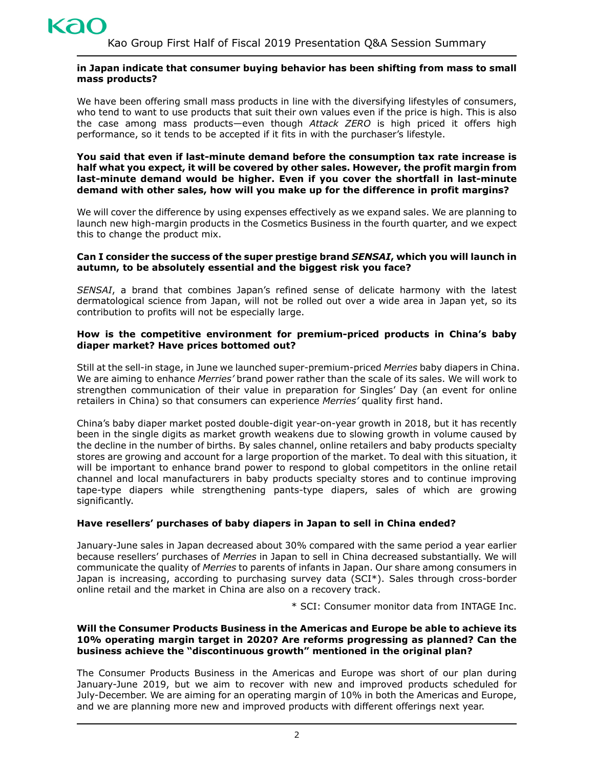**in Japan indicate that consumer buying behavior has been shifting from mass to small mass products?**

We have been offering small mass products in line with the diversifying lifestyles of consumers, who tend to want to use products that suit their own values even if the price is high. This is also the case among mass products—even though *Attack ZERO* is high priced it offers high performance, so it tends to be accepted if it fits in with the purchaser's lifestyle.

**You said that even if last-minute demand before the consumption tax rate increase is half what you expect, it will be covered by other sales. However, the profit margin from last-minute demand would be higher. Even if you cover the shortfall in last-minute demand with other sales, how will you make up for the difference in profit margins?**

We will cover the difference by using expenses effectively as we expand sales. We are planning to launch new high-margin products in the Cosmetics Business in the fourth quarter, and we expect this to change the product mix.

**Can I consider the success of the super prestige brand *SENSAI*, which you will launch in autumn, to be absolutely essential and the biggest risk you face?**

*SENSAI*, a brand that combines Japan's refined sense of delicate harmony with the latest dermatological science from Japan, will not be rolled out over a wide area in Japan yet, so its contribution to profits will not be especially large.

**How is the competitive environment for premium-priced products in China's baby diaper market? Have prices bottomed out?**

Still at the sell-in stage, in June we launched super-premium-priced *Merries* baby diapers in China. We are aiming to enhance *Merries'* brand power rather than the scale of its sales. We will work to strengthen communication of their value in preparation for Singles' Day (an event for online retailers in China) so that consumers can experience *Merries'* quality first hand.

China's baby diaper market posted double-digit year-on-year growth in 2018, but it has recently been in the single digits as market growth weakens due to slowing growth in volume caused by the decline in the number of births. By sales channel, online retailers and baby products specialty stores are growing and account for a large proportion of the market. To deal with this situation, it will be important to enhance brand power to respond to global competitors in the online retail channel and local manufacturers in baby products specialty stores and to continue improving tape-type diapers while strengthening pants-type diapers, sales of which are growing significantly.

**Have resellers' purchases of baby diapers in Japan to sell in China ended?**

January-June sales in Japan decreased about 30% compared with the same period a year earlier because resellers' purchases of *Merries* in Japan to sell in China decreased substantially. We will communicate the quality of *Merries* to parents of infants in Japan. Our share among consumers in Japan is increasing, according to purchasing survey data (SCI*). Sales through cross-border online retail and the market in China are also on a recovery track.

\* SCI: Consumer monitor data from INTAGE Inc.

**Will the Consumer Products Business in the Americas and Europe be able to achieve its 10% operating margin target in 2020? Are reforms progressing as planned? Can the business achieve the "discontinuous growth" mentioned in the original plan?**

The Consumer Products Business in the Americas and Europe was short of our plan during January-June 2019, but we aim to recover with new and improved products scheduled for July-December. We are aiming for an operating margin of 10% in both the Americas and Europe, and we are planning more new and improved products with different offerings next year.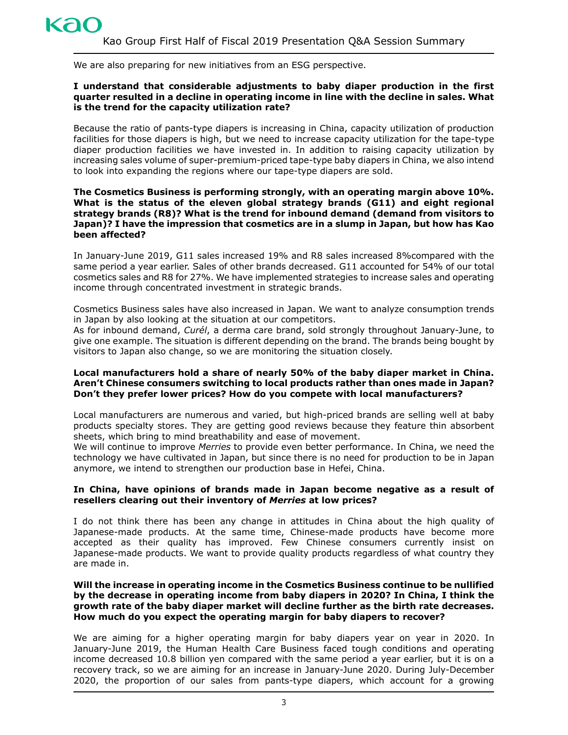We are also preparing for new initiatives from an ESG perspective.

**I understand that considerable adjustments to baby diaper production in the first quarter resulted in a decline in operating income in line with the decline in sales. What is the trend for the capacity utilization rate?**

Because the ratio of pants-type diapers is increasing in China, capacity utilization of production facilities for those diapers is high, but we need to increase capacity utilization for the tape-type diaper production facilities we have invested in. In addition to raising capacity utilization by increasing sales volume of super-premium-priced tape-type baby diapers in China, we also intend to look into expanding the regions where our tape-type diapers are sold.

**The Cosmetics Business is performing strongly, with an operating margin above 10%. What is the status of the eleven global strategy brands (G11) and eight regional strategy brands (R8)? What is the trend for inbound demand (demand from visitors to Japan)? I have the impression that cosmetics are in a slump in Japan, but how has Kao been affected?**

In January-June 2019, G11 sales increased 19% and R8 sales increased 8%compared with the same period a year earlier. Sales of other brands decreased. G11 accounted for 54% of our total cosmetics sales and R8 for 27%. We have implemented strategies to increase sales and operating income through concentrated investment in strategic brands.

Cosmetics Business sales have also increased in Japan. We want to analyze consumption trends in Japan by also looking at the situation at our competitors.
As for inbound demand, *Curél*, a derma care brand, sold strongly throughout January-June, to give one example. The situation is different depending on the brand. The brands being bought by visitors to Japan also change, so we are monitoring the situation closely.

**Local manufacturers hold a share of nearly 50% of the baby diaper market in China. Aren't Chinese consumers switching to local products rather than ones made in Japan? Don't they prefer lower prices? How do you compete with local manufacturers?**

Local manufacturers are numerous and varied, but high-priced brands are selling well at baby products specialty stores. They are getting good reviews because they feature thin absorbent sheets, which bring to mind breathability and ease of movement.
We will continue to improve *Merries* to provide even better performance. In China, we need the technology we have cultivated in Japan, but since there is no need for production to be in Japan anymore, we intend to strengthen our production base in Hefei, China.

**In China, have opinions of brands made in Japan become negative as a result of resellers clearing out their inventory of *Merries* at low prices?**

I do not think there has been any change in attitudes in China about the high quality of Japanese-made products. At the same time, Chinese-made products have become more accepted as their quality has improved. Few Chinese consumers currently insist on Japanese-made products. We want to provide quality products regardless of what country they are made in.

**Will the increase in operating income in the Cosmetics Business continue to be nullified by the decrease in operating income from baby diapers in 2020? In China, I think the growth rate of the baby diaper market will decline further as the birth rate decreases. How much do you expect the operating margin for baby diapers to recover?**

We are aiming for a higher operating margin for baby diapers year on year in 2020. In January-June 2019, the Human Health Care Business faced tough conditions and operating income decreased 10.8 billion yen compared with the same period a year earlier, but it is on a recovery track, so we are aiming for an increase in January-June 2020. During July-December 2020, the proportion of our sales from pants-type diapers, which account for a growing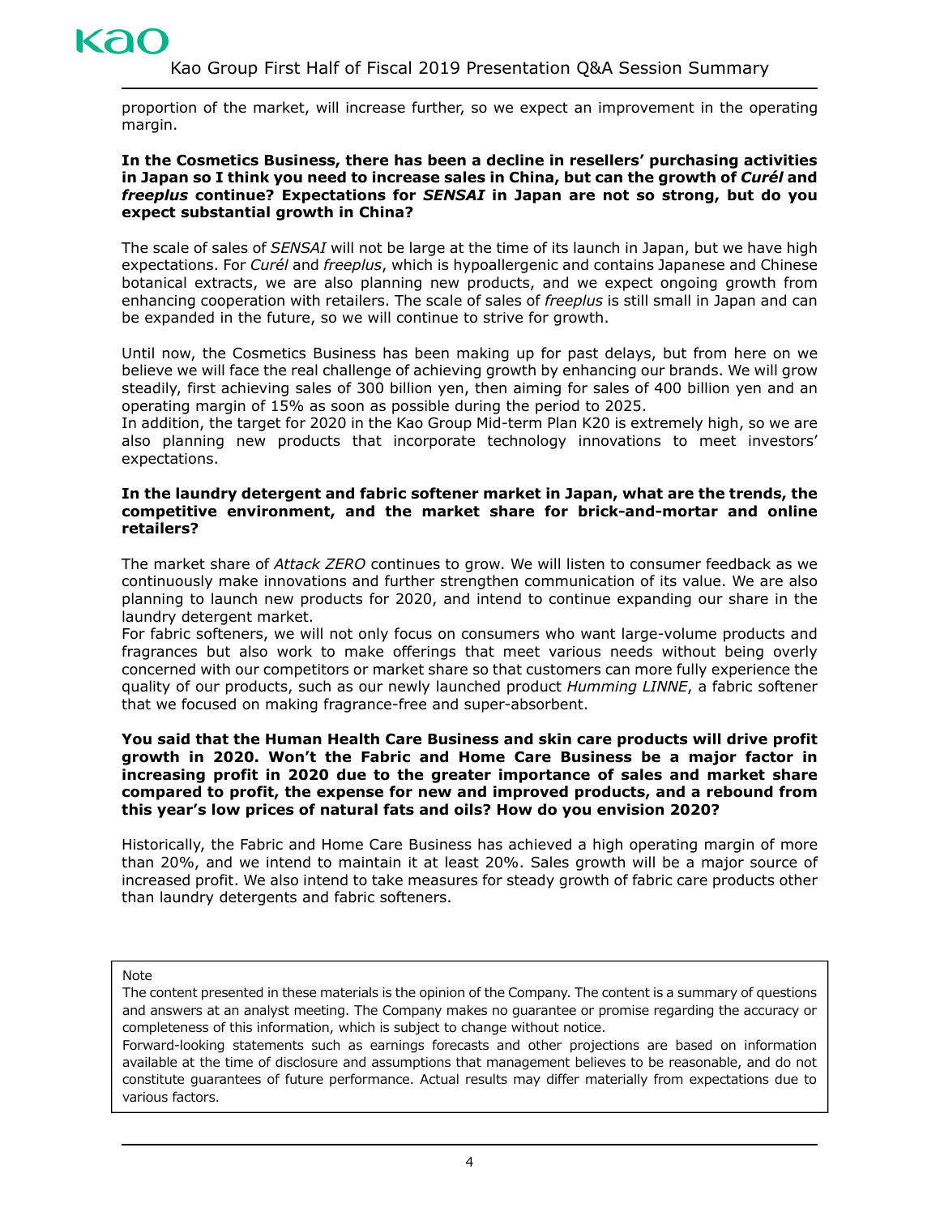proportion of the market, will increase further, so we expect an improvement in the operating margin.

**In the Cosmetics Business, there has been a decline in resellers' purchasing activities in Japan so I think you need to increase sales in China, but can the growth of *Curél* and *freeplus* continue? Expectations for *SENSAI* in Japan are not so strong, but do you expect substantial growth in China?**

The scale of sales of *SENSAI* will not be large at the time of its launch in Japan, but we have high expectations. For *Curél* and *freeplus*, which is hypoallergenic and contains Japanese and Chinese botanical extracts, we are also planning new products, and we expect ongoing growth from enhancing cooperation with retailers. The scale of sales of *freeplus* is still small in Japan and can be expanded in the future, so we will continue to strive for growth.

Until now, the Cosmetics Business has been making up for past delays, but from here on we believe we will face the real challenge of achieving growth by enhancing our brands. We will grow steadily, first achieving sales of 300 billion yen, then aiming for sales of 400 billion yen and an operating margin of 15% as soon as possible during the period to 2025.
In addition, the target for 2020 in the Kao Group Mid-term Plan K20 is extremely high, so we are also planning new products that incorporate technology innovations to meet investors' expectations.

**In the laundry detergent and fabric softener market in Japan, what are the trends, the competitive environment, and the market share for brick-and-mortar and online retailers?**

The market share of *Attack ZERO* continues to grow. We will listen to consumer feedback as we continuously make innovations and further strengthen communication of its value. We are also planning to launch new products for 2020, and intend to continue expanding our share in the laundry detergent market.
For fabric softeners, we will not only focus on consumers who want large-volume products and fragrances but also work to make offerings that meet various needs without being overly concerned with our competitors or market share so that customers can more fully experience the quality of our products, such as our newly launched product *Humming LINNE*, a fabric softener that we focused on making fragrance-free and super-absorbent.

**You said that the Human Health Care Business and skin care products will drive profit growth in 2020. Won't the Fabric and Home Care Business be a major factor in increasing profit in 2020 due to the greater importance of sales and market share compared to profit, the expense for new and improved products, and a rebound from this year's low prices of natural fats and oils? How do you envision 2020?**

Historically, the Fabric and Home Care Business has achieved a high operating margin of more than 20%, and we intend to maintain it at least 20%. Sales growth will be a major source of increased profit. We also intend to take measures for steady growth of fabric care products other than laundry detergents and fabric softeners.

Note

The content presented in these materials is the opinion of the Company. The content is a summary of questions and answers at an analyst meeting. The Company makes no guarantee or promise regarding the accuracy or completeness of this information, which is subject to change without notice.
Forward-looking statements such as earnings forecasts and other projections are based on information available at the time of disclosure and assumptions that management believes to be reasonable, and do not constitute guarantees of future performance. Actual results may differ materially from expectations due to various factors.